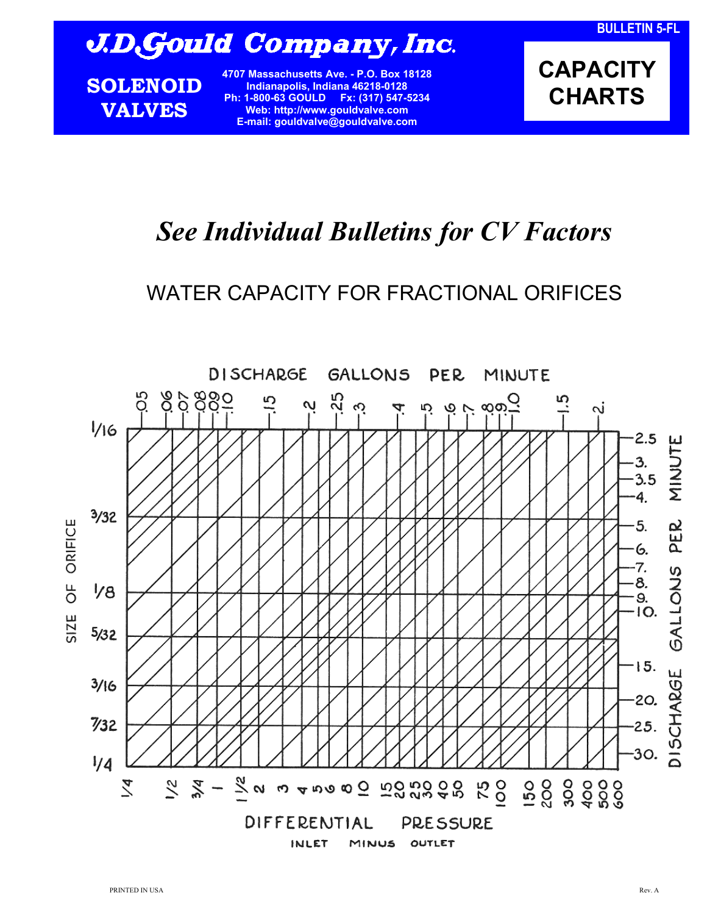# J.D.Gould Company, Inc.

**SOLENOID VALVES**

4707 Massachusetts Ave. - P.O. Box 18128
Indianapolis, Indiana 46218-0128
Ph: 1-800-63 GOULD Fx: (317) 547-5234
Web: http://www.gouldvalve.com
E-mail: gouldvalve@gouldvalve.com

BULLETIN 5-FL

**CAPACITY CHARTS**

## *See Individual Bulletins for CV Factors*

## WATER CAPACITY FOR FRACTIONAL ORIFICES

DISCHARGE GALLONS PER MINUTE

.05 .06 .07 .08 .09 .10 .15 .2 .25 .3 .4 .5 .6 .7 .8 .9 1.0 1.5 2.

SIZE OF ORIFICE: 1/16, 3/32, 1/8, 5/32, 3/16, 7/32, 1/4

DISCHARGE GALLONS PER MINUTE: 2.5, 3., 3.5, 4., 5., 6., 7., 8., 9., 10., 15., 20., 25., 30.

1/4 1/2 3/4 1 1 1/2 2 3 4 5 6 8 10 15 20 25 30 40 50 75 100 150 200 300 400 500 600

DIFFERENTIAL PRESSURE

INLET MINUS OUTLET

PRINTED IN USA

Rev. A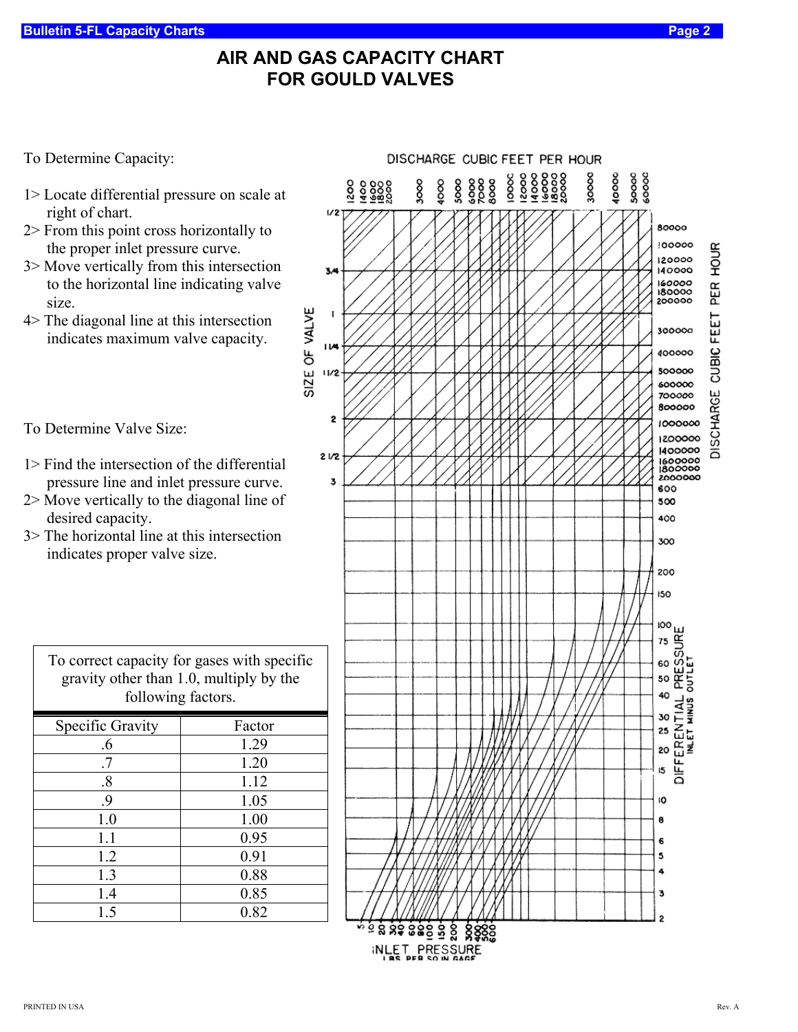# AIR AND GAS CAPACITY CHART FOR GOULD VALVES

To Determine Capacity:

1> Locate differential pressure on scale at right of chart.
2> From this point cross horizontally to the proper inlet pressure curve.
3> Move vertically from this intersection to the horizontal line indicating valve size.
4> The diagonal line at this intersection indicates maximum valve capacity.

To Determine Valve Size:

1> Find the intersection of the differential pressure line and inlet pressure curve.
2> Move vertically to the diagonal line of desired capacity.
3> The horizontal line at this intersection indicates proper valve size.

| To correct capacity for gases with specific gravity other than 1.0, multiply by the following factors. | |
|---|---|
| Specific Gravity | Factor |
| .6 | 1.29 |
| .7 | 1.20 |
| .8 | 1.12 |
| .9 | 1.05 |
| 1.0 | 1.00 |
| 1.1 | 0.95 |
| 1.2 | 0.91 |
| 1.3 | 0.88 |
| 1.4 | 0.85 |
| 1.5 | 0.82 |

DISCHARGE CUBIC FEET PER HOUR

1200, 1400, 1600, 1800, 2000, 3000, 4000, 5000, 6000, 7000, 8000, 10000, 12000, 14000, 16000, 18000, 20000, 30000, 40000, 50000, 60000

SIZE OF VALVE: 1/2, 3/4, 1, 1 1/4, 1 1/2, 2, 2 1/2, 3

DISCHARGE CUBIC FEET PER HOUR: 80000, 100000, 120000, 140000, 160000, 180000, 200000, 300000, 400000, 500000, 600000, 700000, 800000, 1000000, 1200000, 1400000, 1600000, 1800000, 2000000

DIFFERENTIAL PRESSURE (INLET MINUS OUTLET): 600, 500, 400, 300, 200, 150, 100, 75, 60, 50, 40, 30, 25, 20, 15, 10, 8, 6, 5, 4, 3, 2

INLET PRESSURE (LBS PER SQ IN GAGE): 5, 10, 20, 30, 40, 60, 80, 100, 150, 200, 300, 400, 500, 600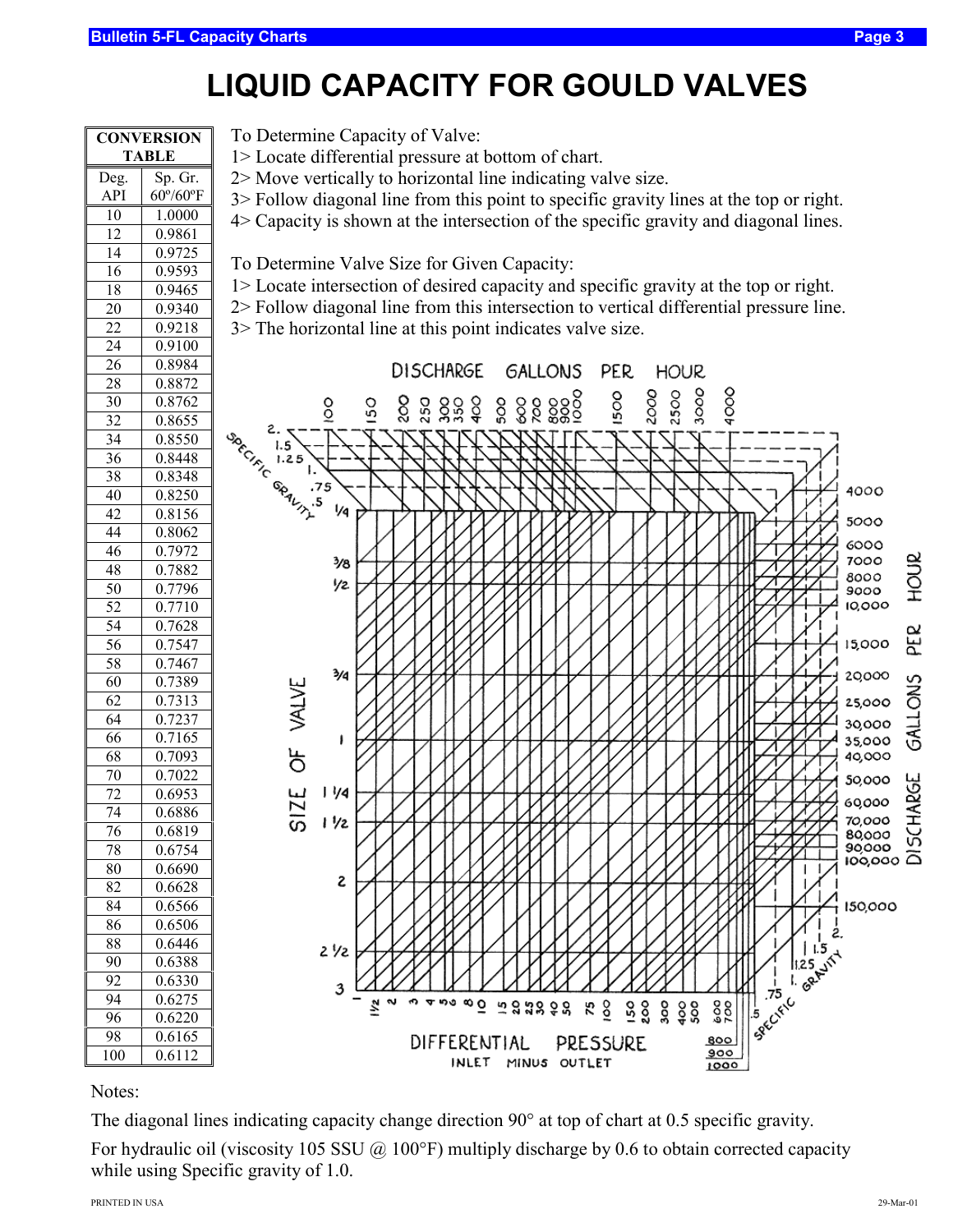# LIQUID CAPACITY FOR GOULD VALVES

| CONVERSION TABLE | |
|---|---|
| Deg. API | Sp. Gr. 60°/60°F |
| 10 | 1.0000 |
| 12 | 0.9861 |
| 14 | 0.9725 |
| 16 | 0.9593 |
| 18 | 0.9465 |
| 20 | 0.9340 |
| 22 | 0.9218 |
| 24 | 0.9100 |
| 26 | 0.8984 |
| 28 | 0.8872 |
| 30 | 0.8762 |
| 32 | 0.8655 |
| 34 | 0.8550 |
| 36 | 0.8448 |
| 38 | 0.8348 |
| 40 | 0.8250 |
| 42 | 0.8156 |
| 44 | 0.8062 |
| 46 | 0.7972 |
| 48 | 0.7882 |
| 50 | 0.7796 |
| 52 | 0.7710 |
| 54 | 0.7628 |
| 56 | 0.7547 |
| 58 | 0.7467 |
| 60 | 0.7389 |
| 62 | 0.7313 |
| 64 | 0.7237 |
| 66 | 0.7165 |
| 68 | 0.7093 |
| 70 | 0.7022 |
| 72 | 0.6953 |
| 74 | 0.6886 |
| 76 | 0.6819 |
| 78 | 0.6754 |
| 80 | 0.6690 |
| 82 | 0.6628 |
| 84 | 0.6566 |
| 86 | 0.6506 |
| 88 | 0.6446 |
| 90 | 0.6388 |
| 92 | 0.6330 |
| 94 | 0.6275 |
| 96 | 0.6220 |
| 98 | 0.6165 |
| 100 | 0.6112 |

To Determine Capacity of Valve:

1> Locate differential pressure at bottom of chart.
2> Move vertically to horizontal line indicating valve size.
3> Follow diagonal line from this point to specific gravity lines at the top or right.
4> Capacity is shown at the intersection of the specific gravity and diagonal lines.

To Determine Valve Size for Given Capacity:

1> Locate intersection of desired capacity and specific gravity at the top or right.
2> Follow diagonal line from this intersection to vertical differential pressure line.
3> The horizontal line at this point indicates valve size.

DISCHARGE GALLONS PER HOUR

100, 150, 200, 250, 300, 350, 400, 500, 600, 700, 800, 900, 1000, 1500, 2000, 2500, 3000, 4000

SPECIFIC GRAVITY: 2., 1.5, 1.25, 1., .75, .5

SIZE OF VALVE: 1/4, 3/8, 1/2, 3/4, 1, 1 1/4, 1 1/2, 2, 2 1/2, 3

DISCHARGE GALLONS PER HOUR: 4000, 5000, 6000, 7000, 8000, 9000, 10,000, 15,000, 20,000, 25,000, 30,000, 35,000, 40,000, 50,000, 60,000, 70,000, 80,000, 90,000, 100,000, 150,000

SPECIFIC GRAVITY: 2., 1.5, 1.25, 1., .75, .5

DIFFERENTIAL PRESSURE INLET MINUS OUTLET: 1, 1 1/2, 2, 3, 4, 5, 6, 8, 10, 15, 20, 25, 30, 40, 50, 75, 100, 150, 200, 300, 400, 500, 600, 700, 800, 900, 1000

Notes:

The diagonal lines indicating capacity change direction 90° at top of chart at 0.5 specific gravity.

For hydraulic oil (viscosity 105 SSU @ 100°F) multiply discharge by 0.6 to obtain corrected capacity while using Specific gravity of 1.0.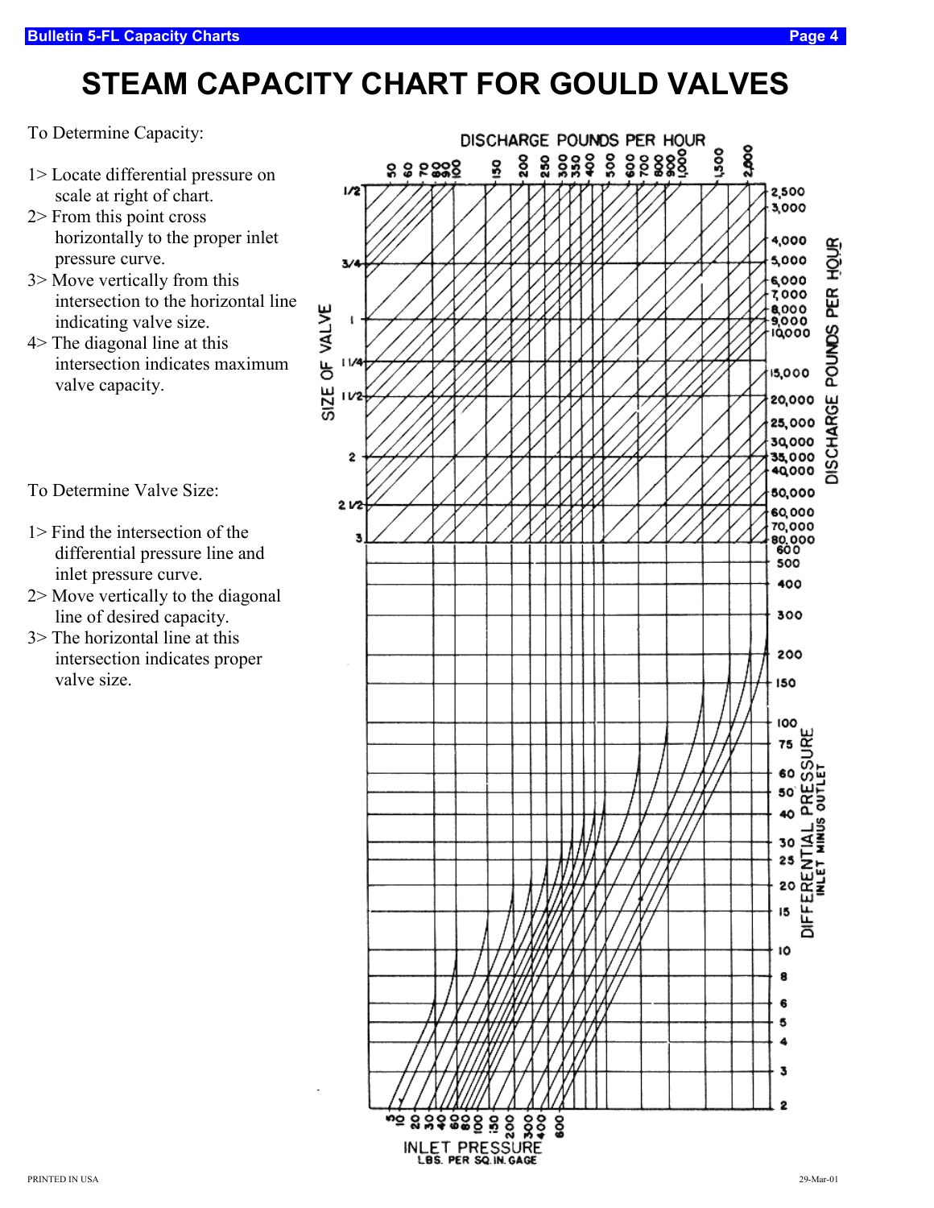# STEAM CAPACITY CHART FOR GOULD VALVES

To Determine Capacity:

1> Locate differential pressure on scale at right of chart.
2> From this point cross horizontally to the proper inlet pressure curve.
3> Move vertically from this intersection to the horizontal line indicating valve size.
4> The diagonal line at this intersection indicates maximum valve capacity.

To Determine Valve Size:

1> Find the intersection of the differential pressure line and inlet pressure curve.
2> Move vertically to the diagonal line of desired capacity.
3> The horizontal line at this intersection indicates proper valve size.

DISCHARGE POUNDS PER HOUR

50 60 70 80 90 100 150 200 250 300 350 400 500 600 700 800 900 1,000 1,500 2,000

SIZE OF VALVE

1/2 3/4 1 1 1/4 1 1/2 2 2 1/2 3

DISCHARGE POUNDS PER HOUR

2,500 3,000 4,000 5,000 6,000 7,000 8,000 9,000 10,000 15,000 20,000 25,000 30,000 35,000 40,000 50,000 60,000 70,000 80,000

DIFFERENTIAL PRESSURE INLET MINUS OUTLET

600 500 400 300 200 150 100 75 60 50 40 30 25 20 15 10 8 6 5 4 3 2

INLET PRESSURE LBS. PER SQ. IN. GAGE

5 10 20 30 40 60 80 100 150 200 300 400 600